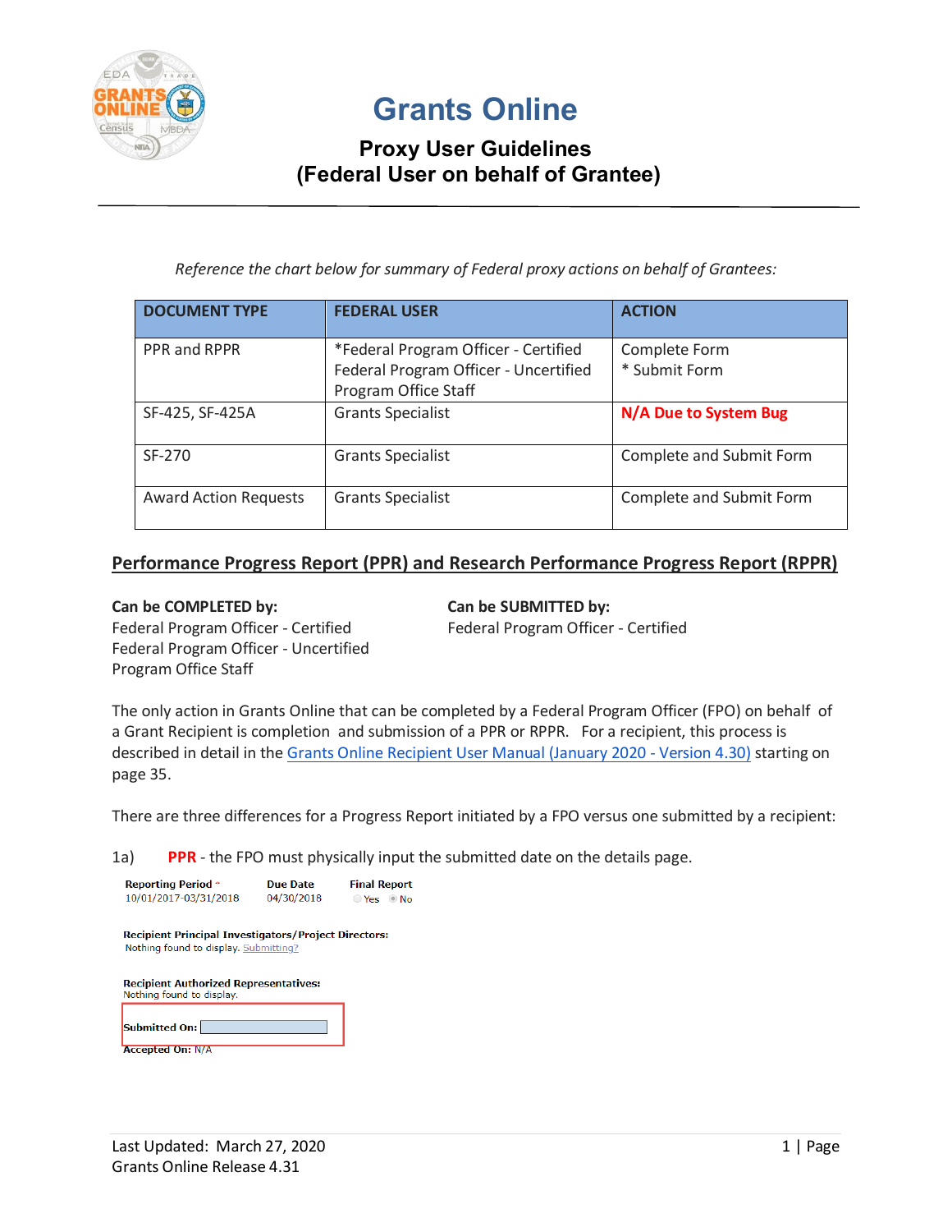# Grants Online

## Proxy User Guidelines
## (Federal User on behalf of Grantee)

*Reference the chart below for summary of Federal proxy actions on behalf of Grantees:*

| DOCUMENT TYPE | FEDERAL USER | ACTION |
|---|---|---|
| PPR and RPPR | *Federal Program Officer - Certified<br>Federal Program Officer - Uncertified<br>Program Office Staff | Complete Form<br>* Submit Form |
| SF-425, SF-425A | Grants Specialist | **N/A Due to System Bug** |
| SF-270 | Grants Specialist | Complete and Submit Form |
| Award Action Requests | Grants Specialist | Complete and Submit Form |

## Performance Progress Report (PPR) and Research Performance Progress Report (RPPR)

**Can be COMPLETED by:**
Federal Program Officer - Certified
Federal Program Officer - Uncertified
Program Office Staff

**Can be SUBMITTED by:**
Federal Program Officer - Certified

The only action in Grants Online that can be completed by a Federal Program Officer (FPO) on behalf of a Grant Recipient is completion and submission of a PPR or RPPR. For a recipient, this process is described in detail in the Grants Online Recipient User Manual (January 2020 - Version 4.30) starting on page 35.

There are three differences for a Progress Report initiated by a FPO versus one submitted by a recipient:

1a) **PPR** - the FPO must physically input the submitted date on the details page.

| Reporting Period * | Due Date | Final Report |
|---|---|---|
| 10/01/2017-03/31/2018 | 04/30/2018 | Yes ◉ No |

**Recipient Principal Investigators/Project Directors:**
Nothing found to display. Submitting?

**Recipient Authorized Representatives:**
Nothing found to display.

**Submitted On:** [ ]

**Accepted On:** N/A

Last Updated: March 27, 2020
Grants Online Release 4.31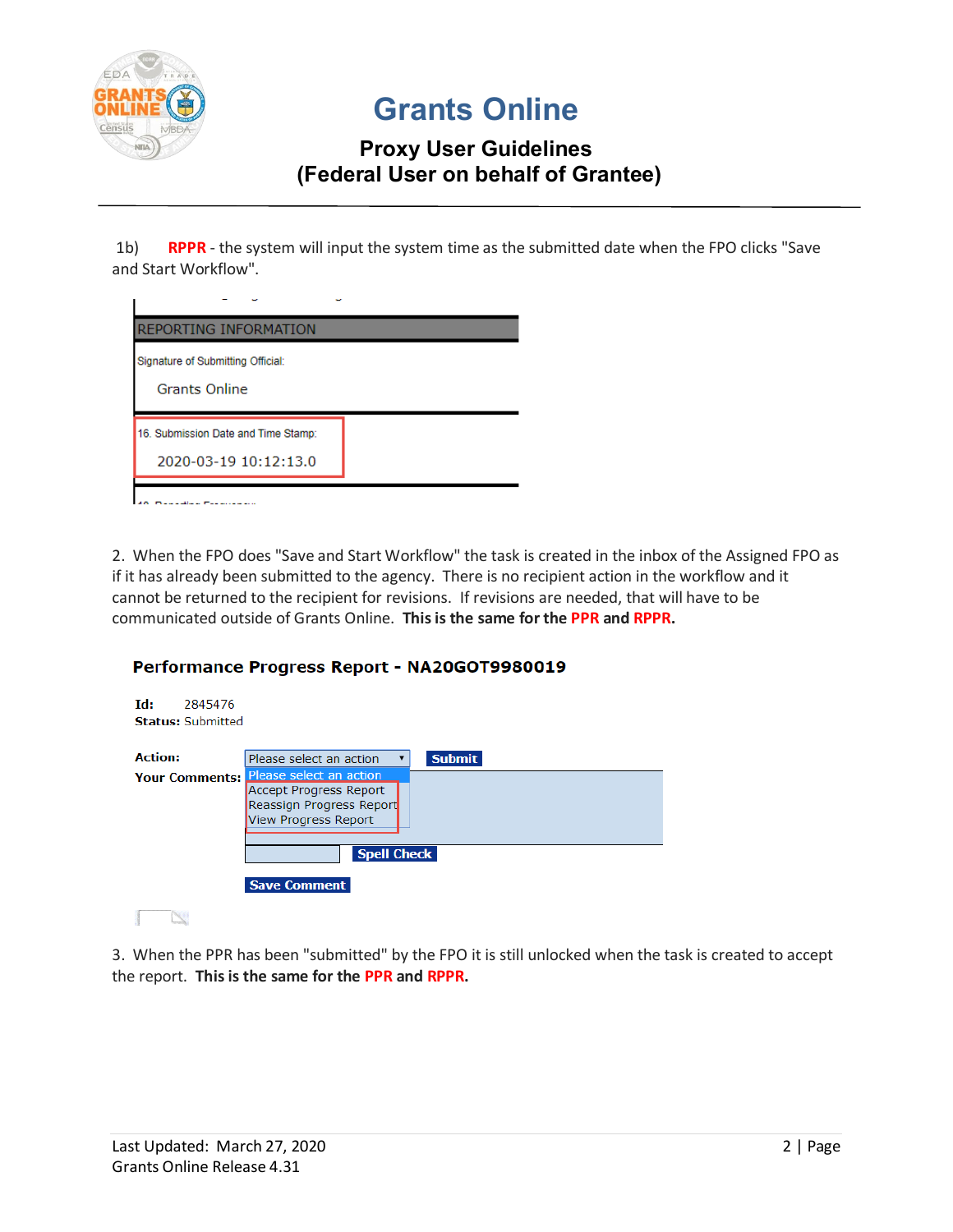# Grants Online

## Proxy User Guidelines
## (Federal User on behalf of Grantee)

1b) **RPPR** - the system will input the system time as the submitted date when the FPO clicks "Save and Start Workflow".

REPORTING INFORMATION

Signature of Submitting Official:

Grants Online

16. Submission Date and Time Stamp:

2020-03-19 10:12:13.0

2. When the FPO does "Save and Start Workflow" the task is created in the inbox of the Assigned FPO as if it has already been submitted to the agency. There is no recipient action in the workflow and it cannot be returned to the recipient for revisions. If revisions are needed, that will have to be communicated outside of Grants Online. **This is the same for the PPR and RPPR.**

**Performance Progress Report - NA20GOT9980019**

**Id:** 2845476
**Status:** Submitted

**Action:** Please select an action ▾ **Submit**

**Your Comments:**

- Please select an action
- Accept Progress Report
- Reassign Progress Report
- View Progress Report

**Spell Check**

**Save Comment**

3. When the PPR has been "submitted" by the FPO it is still unlocked when the task is created to accept the report. **This is the same for the PPR and RPPR.**

Last Updated: March 27, 2020
Grants Online Release 4.31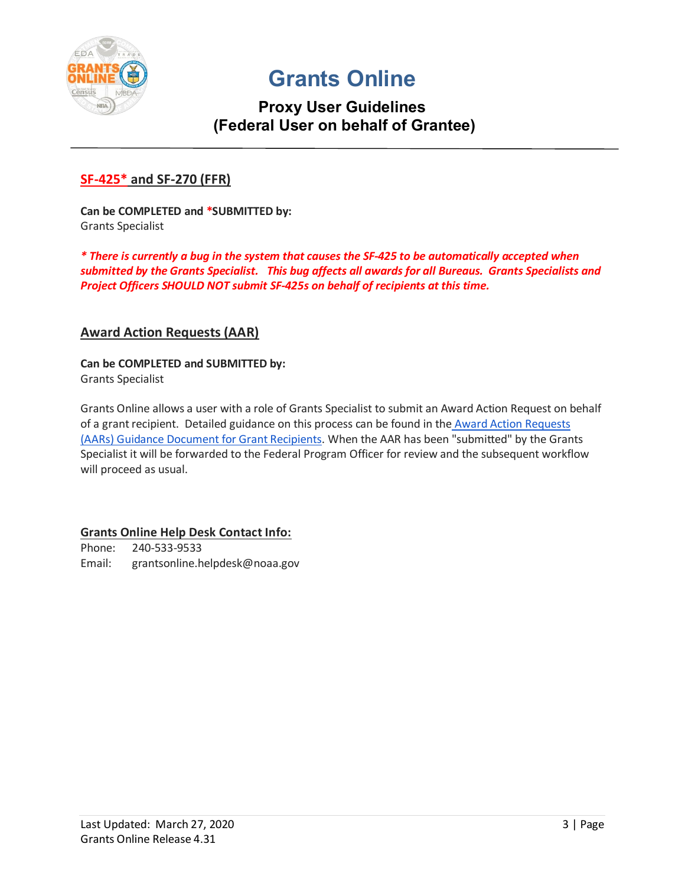# Grants Online

## Proxy User Guidelines (Federal User on behalf of Grantee)

### SF-425* and SF-270 (FFR)

**Can be COMPLETED and *SUBMITTED by:**
Grants Specialist

***** There is currently a bug in the system that causes the SF-425 to be automatically accepted when submitted by the Grants Specialist. This bug affects all awards for all Bureaus. Grants Specialists and Project Officers SHOULD NOT submit SF-425s on behalf of recipients at this time.***

### Award Action Requests (AAR)

**Can be COMPLETED and SUBMITTED by:**
Grants Specialist

Grants Online allows a user with a role of Grants Specialist to submit an Award Action Request on behalf of a grant recipient. Detailed guidance on this process can be found in the Award Action Requests (AARs) Guidance Document for Grant Recipients. When the AAR has been "submitted" by the Grants Specialist it will be forwarded to the Federal Program Officer for review and the subsequent workflow will proceed as usual.

### Grants Online Help Desk Contact Info:

Phone: 240-533-9533
Email: grantsonline.helpdesk@noaa.gov

Last Updated: March 27, 2020
Grants Online Release 4.31